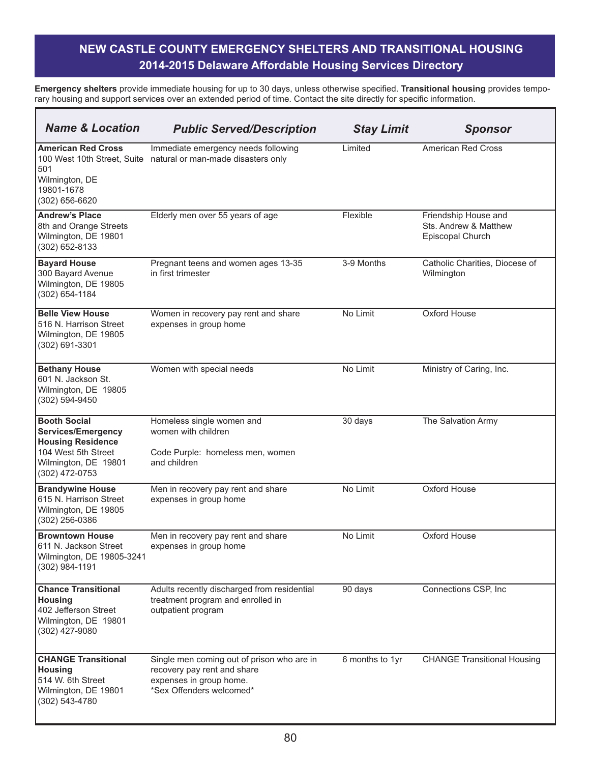# NEW CASTLE COUNTY EMERGENCY SHELTERS AND TRANSITIONAL HOUSING

## 2014-2015 Delaware Affordable Housing Services Directory

**Emergency shelters** provide immediate housing for up to 30 days, unless otherwise specified. **Transitional housing** provides temporary housing and support services over an extended period of time. Contact the site directly for specific information.

| *Name & Location* | *Public Served/Description* | *Stay Limit* | *Sponsor* |
|---|---|---|---|
| **American Red Cross**<br>100 West 10th Street, Suite 501<br>Wilmington, DE 19801-1678<br>(302) 656-6620 | Immediate emergency needs following natural or man-made disasters only | Limited | American Red Cross |
| **Andrew's Place**<br>8th and Orange Streets<br>Wilmington, DE 19801<br>(302) 652-8133 | Elderly men over 55 years of age | Flexible | Friendship House and Sts. Andrew & Matthew Episcopal Church |
| **Bayard House**<br>300 Bayard Avenue<br>Wilmington, DE 19805<br>(302) 654-1184 | Pregnant teens and women ages 13-35 in first trimester | 3-9 Months | Catholic Charities, Diocese of Wilmington |
| **Belle View House**<br>516 N. Harrison Street<br>Wilmington, DE 19805<br>(302) 691-3301 | Women in recovery pay rent and share expenses in group home | No Limit | Oxford House |
| **Bethany House**<br>601 N. Jackson St.<br>Wilmington, DE 19805<br>(302) 594-9450 | Women with special needs | No Limit | Ministry of Caring, Inc. |
| **Booth Social Services/Emergency Housing Residence**<br>104 West 5th Street<br>Wilmington, DE 19801<br>(302) 472-0753 | Homeless single women and women with children<br><br>Code Purple: homeless men, women and children | 30 days | The Salvation Army |
| **Brandywine House**<br>615 N. Harrison Street<br>Wilmington, DE 19805<br>(302) 256-0386 | Men in recovery pay rent and share expenses in group home | No Limit | Oxford House |
| **Browntown House**<br>611 N. Jackson Street<br>Wilmington, DE 19805-3241<br>(302) 984-1191 | Men in recovery pay rent and share expenses in group home | No Limit | Oxford House |
| **Chance Transitional Housing**<br>402 Jefferson Street<br>Wilmington, DE 19801<br>(302) 427-9080 | Adults recently discharged from residential treatment program and enrolled in outpatient program | 90 days | Connections CSP, Inc |
| **CHANGE Transitional Housing**<br>514 W. 6th Street<br>Wilmington, DE 19801<br>(302) 543-4780 | Single men coming out of prison who are in recovery pay rent and share expenses in group home.<br>*Sex Offenders welcomed* | 6 months to 1yr | CHANGE Transitional Housing |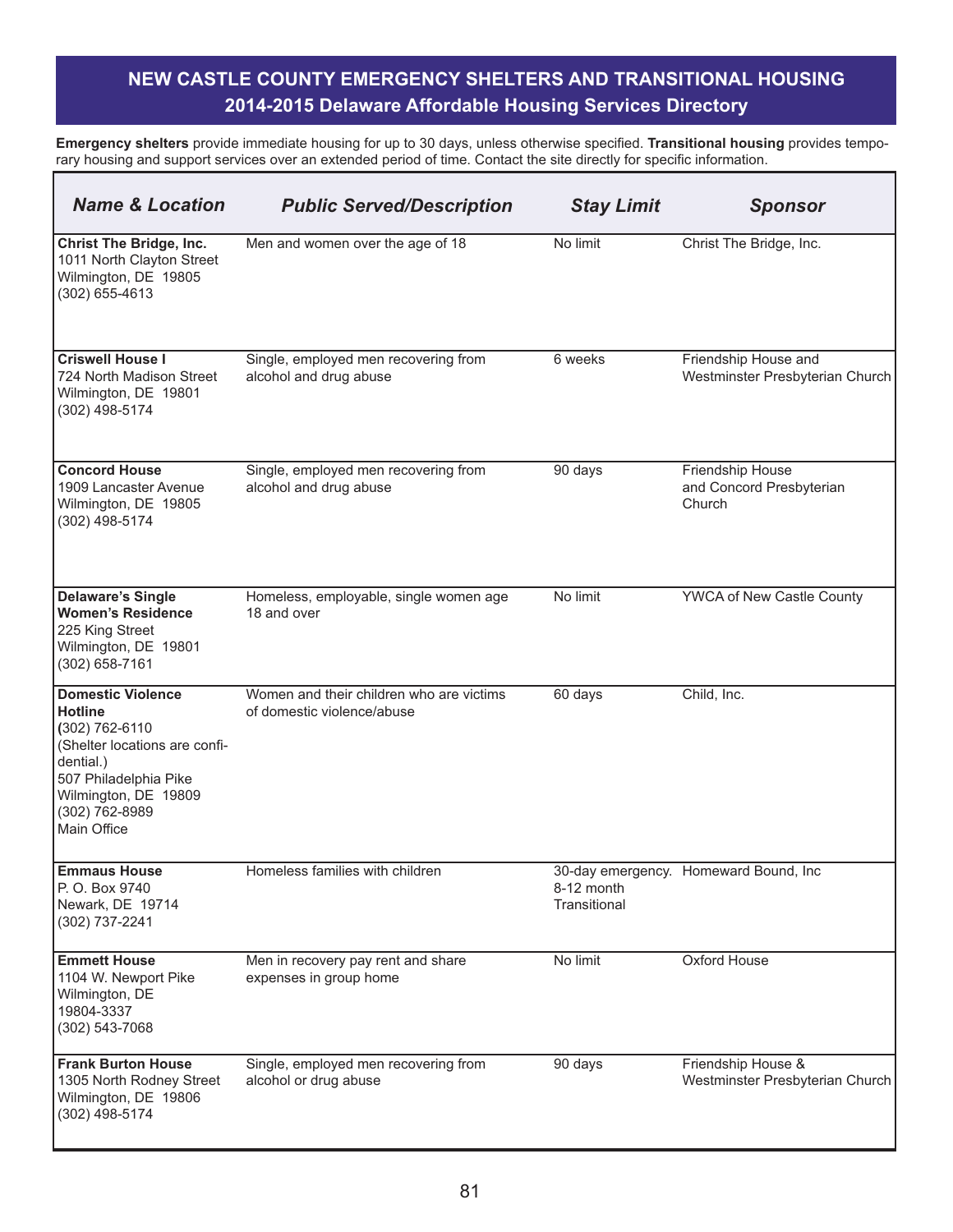## NEW CASTLE COUNTY EMERGENCY SHELTERS AND TRANSITIONAL HOUSING
### 2014-2015 Delaware Affordable Housing Services Directory

**Emergency shelters** provide immediate housing for up to 30 days, unless otherwise specified. **Transitional housing** provides temporary housing and support services over an extended period of time. Contact the site directly for specific information.

| *Name & Location* | *Public Served/Description* | *Stay Limit* | *Sponsor* |
|---|---|---|---|
| **Christ The Bridge, Inc.**<br>1011 North Clayton Street<br>Wilmington, DE 19805<br>(302) 655-4613 | Men and women over the age of 18 | No limit | Christ The Bridge, Inc. |
| **Criswell House I**<br>724 North Madison Street<br>Wilmington, DE 19801<br>(302) 498-5174 | Single, employed men recovering from alcohol and drug abuse | 6 weeks | Friendship House and Westminster Presbyterian Church |
| **Concord House**<br>1909 Lancaster Avenue<br>Wilmington, DE 19805<br>(302) 498-5174 | Single, employed men recovering from alcohol and drug abuse | 90 days | Friendship House and Concord Presbyterian Church |
| **Delaware's Single Women's Residence**<br>225 King Street<br>Wilmington, DE 19801<br>(302) 658-7161 | Homeless, employable, single women age 18 and over | No limit | YWCA of New Castle County |
| **Domestic Violence Hotline**<br>(302) 762-6110<br>(Shelter locations are confidential.)<br>507 Philadelphia Pike<br>Wilmington, DE 19809<br>(302) 762-8989<br>Main Office | Women and their children who are victims of domestic violence/abuse | 60 days | Child, Inc. |
| **Emmaus House**<br>P. O. Box 9740<br>Newark, DE 19714<br>(302) 737-2241 | Homeless families with children | 30-day emergency.<br>8-12 month Transitional | Homeward Bound, Inc |
| **Emmett House**<br>1104 W. Newport Pike<br>Wilmington, DE<br>19804-3337<br>(302) 543-7068 | Men in recovery pay rent and share expenses in group home | No limit | Oxford House |
| **Frank Burton House**<br>1305 North Rodney Street<br>Wilmington, DE 19806<br>(302) 498-5174 | Single, employed men recovering from alcohol or drug abuse | 90 days | Friendship House & Westminster Presbyterian Church |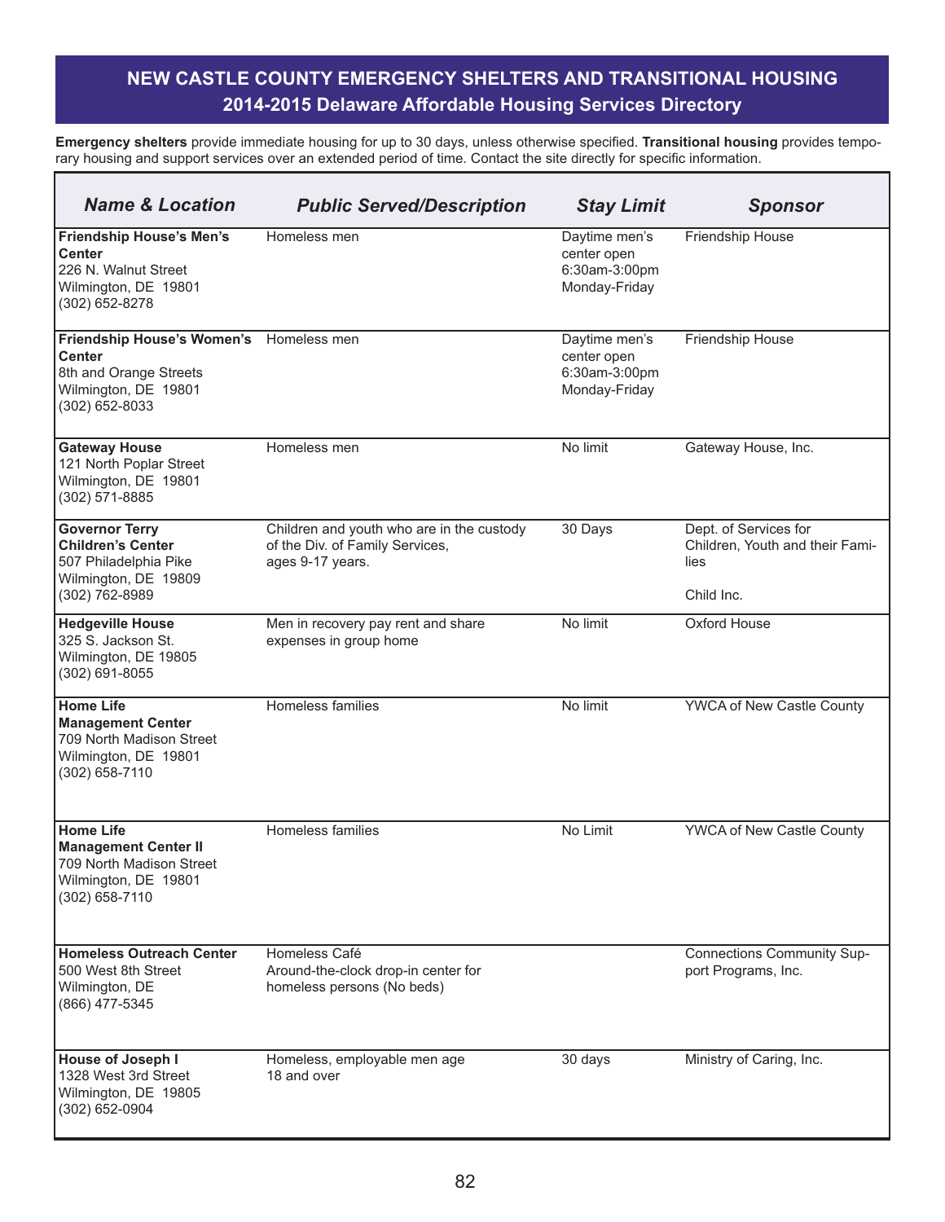# NEW CASTLE COUNTY EMERGENCY SHELTERS AND TRANSITIONAL HOUSING

## 2014-2015 Delaware Affordable Housing Services Directory

**Emergency shelters** provide immediate housing for up to 30 days, unless otherwise specified. **Transitional housing** provides temporary housing and support services over an extended period of time. Contact the site directly for specific information.

| *Name & Location* | *Public Served/Description* | *Stay Limit* | *Sponsor* |
|---|---|---|---|
| **Friendship House's Men's Center**<br>226 N. Walnut Street<br>Wilmington, DE 19801<br>(302) 652-8278 | Homeless men | Daytime men's center open 6:30am-3:00pm Monday-Friday | Friendship House |
| **Friendship House's Women's Center**<br>8th and Orange Streets<br>Wilmington, DE 19801<br>(302) 652-8033 | Homeless men | Daytime men's center open 6:30am-3:00pm Monday-Friday | Friendship House |
| **Gateway House**<br>121 North Poplar Street<br>Wilmington, DE 19801<br>(302) 571-8885 | Homeless men | No limit | Gateway House, Inc. |
| **Governor Terry Children's Center**<br>507 Philadelphia Pike<br>Wilmington, DE 19809<br>(302) 762-8989 | Children and youth who are in the custody of the Div. of Family Services, ages 9-17 years. | 30 Days | Dept. of Services for Children, Youth and their Families<br><br>Child Inc. |
| **Hedgeville House**<br>325 S. Jackson St.<br>Wilmington, DE 19805<br>(302) 691-8055 | Men in recovery pay rent and share expenses in group home | No limit | Oxford House |
| **Home Life Management Center**<br>709 North Madison Street<br>Wilmington, DE 19801<br>(302) 658-7110 | Homeless families | No limit | YWCA of New Castle County |
| **Home Life Management Center II**<br>709 North Madison Street<br>Wilmington, DE 19801<br>(302) 658-7110 | Homeless families | No Limit | YWCA of New Castle County |
| **Homeless Outreach Center**<br>500 West 8th Street<br>Wilmington, DE<br>(866) 477-5345 | Homeless Café<br>Around-the-clock drop-in center for homeless persons (No beds) | | Connections Community Support Programs, Inc. |
| **House of Joseph I**<br>1328 West 3rd Street<br>Wilmington, DE 19805<br>(302) 652-0904 | Homeless, employable men age 18 and over | 30 days | Ministry of Caring, Inc. |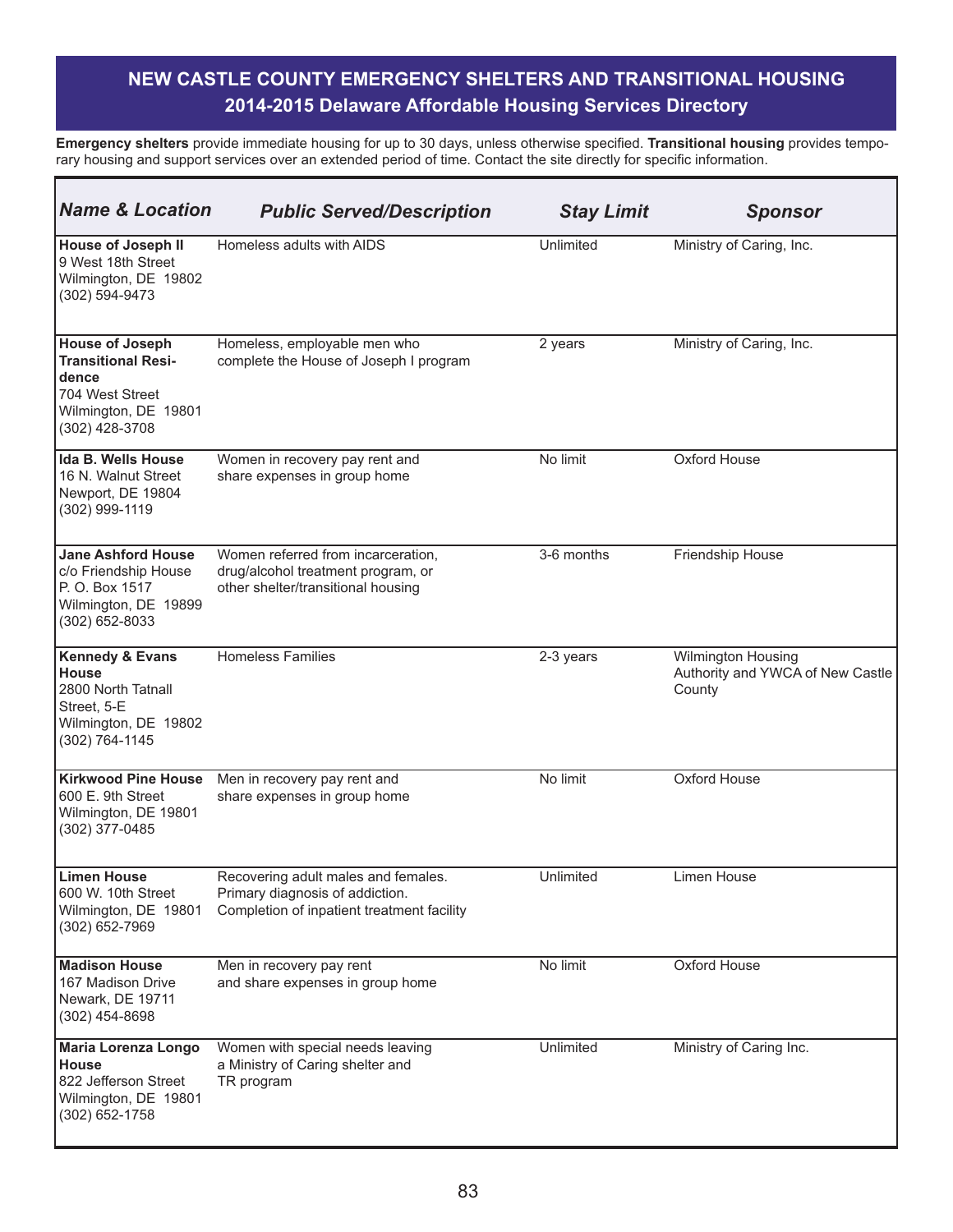# NEW CASTLE COUNTY EMERGENCY SHELTERS AND TRANSITIONAL HOUSING

## 2014-2015 Delaware Affordable Housing Services Directory

**Emergency shelters** provide immediate housing for up to 30 days, unless otherwise specified. **Transitional housing** provides temporary housing and support services over an extended period of time. Contact the site directly for specific information.

| *Name & Location* | *Public Served/Description* | *Stay Limit* | *Sponsor* |
|---|---|---|---|
| **House of Joseph II**<br>9 West 18th Street<br>Wilmington, DE 19802<br>(302) 594-9473 | Homeless adults with AIDS | Unlimited | Ministry of Caring, Inc. |
| **House of Joseph Transitional Residence**<br>704 West Street<br>Wilmington, DE 19801<br>(302) 428-3708 | Homeless, employable men who complete the House of Joseph I program | 2 years | Ministry of Caring, Inc. |
| **Ida B. Wells House**<br>16 N. Walnut Street<br>Newport, DE 19804<br>(302) 999-1119 | Women in recovery pay rent and share expenses in group home | No limit | Oxford House |
| **Jane Ashford House**<br>c/o Friendship House<br>P. O. Box 1517<br>Wilmington, DE 19899<br>(302) 652-8033 | Women referred from incarceration, drug/alcohol treatment program, or other shelter/transitional housing | 3-6 months | Friendship House |
| **Kennedy & Evans House**<br>2800 North Tatnall Street, 5-E<br>Wilmington, DE 19802<br>(302) 764-1145 | Homeless Families | 2-3 years | Wilmington Housing Authority and YWCA of New Castle County |
| **Kirkwood Pine House**<br>600 E. 9th Street<br>Wilmington, DE 19801<br>(302) 377-0485 | Men in recovery pay rent and share expenses in group home | No limit | Oxford House |
| **Limen House**<br>600 W. 10th Street<br>Wilmington, DE 19801<br>(302) 652-7969 | Recovering adult males and females. Primary diagnosis of addiction. Completion of inpatient treatment facility | Unlimited | Limen House |
| **Madison House**<br>167 Madison Drive<br>Newark, DE 19711<br>(302) 454-8698 | Men in recovery pay rent and share expenses in group home | No limit | Oxford House |
| **Maria Lorenza Longo House**<br>822 Jefferson Street<br>Wilmington, DE 19801<br>(302) 652-1758 | Women with special needs leaving a Ministry of Caring shelter and TR program | Unlimited | Ministry of Caring Inc. |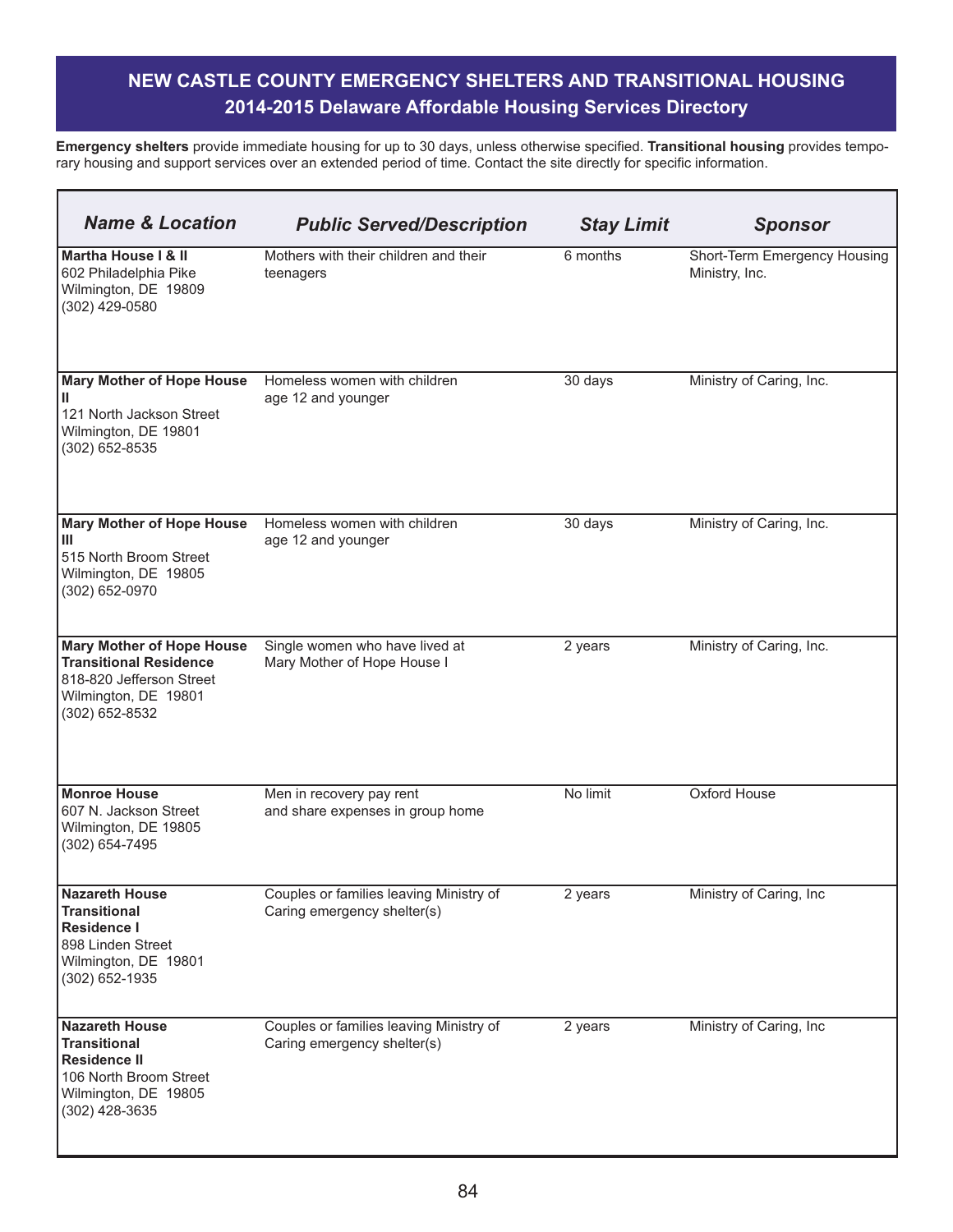# NEW CASTLE COUNTY EMERGENCY SHELTERS AND TRANSITIONAL HOUSING

## 2014-2015 Delaware Affordable Housing Services Directory

**Emergency shelters** provide immediate housing for up to 30 days, unless otherwise specified. **Transitional housing** provides temporary housing and support services over an extended period of time. Contact the site directly for specific information.

| *Name & Location* | *Public Served/Description* | *Stay Limit* | *Sponsor* |
|---|---|---|---|
| **Martha House I & II**<br>602 Philadelphia Pike<br>Wilmington, DE 19809<br>(302) 429-0580 | Mothers with their children and their teenagers | 6 months | Short-Term Emergency Housing Ministry, Inc. |
| **Mary Mother of Hope House II**<br>121 North Jackson Street<br>Wilmington, DE 19801<br>(302) 652-8535 | Homeless women with children age 12 and younger | 30 days | Ministry of Caring, Inc. |
| **Mary Mother of Hope House III**<br>515 North Broom Street<br>Wilmington, DE 19805<br>(302) 652-0970 | Homeless women with children age 12 and younger | 30 days | Ministry of Caring, Inc. |
| **Mary Mother of Hope House Transitional Residence**<br>818-820 Jefferson Street<br>Wilmington, DE 19801<br>(302) 652-8532 | Single women who have lived at Mary Mother of Hope House I | 2 years | Ministry of Caring, Inc. |
| **Monroe House**<br>607 N. Jackson Street<br>Wilmington, DE 19805<br>(302) 654-7495 | Men in recovery pay rent and share expenses in group home | No limit | Oxford House |
| **Nazareth House Transitional Residence I**<br>898 Linden Street<br>Wilmington, DE 19801<br>(302) 652-1935 | Couples or families leaving Ministry of Caring emergency shelter(s) | 2 years | Ministry of Caring, Inc |
| **Nazareth House Transitional Residence II**<br>106 North Broom Street<br>Wilmington, DE 19805<br>(302) 428-3635 | Couples or families leaving Ministry of Caring emergency shelter(s) | 2 years | Ministry of Caring, Inc |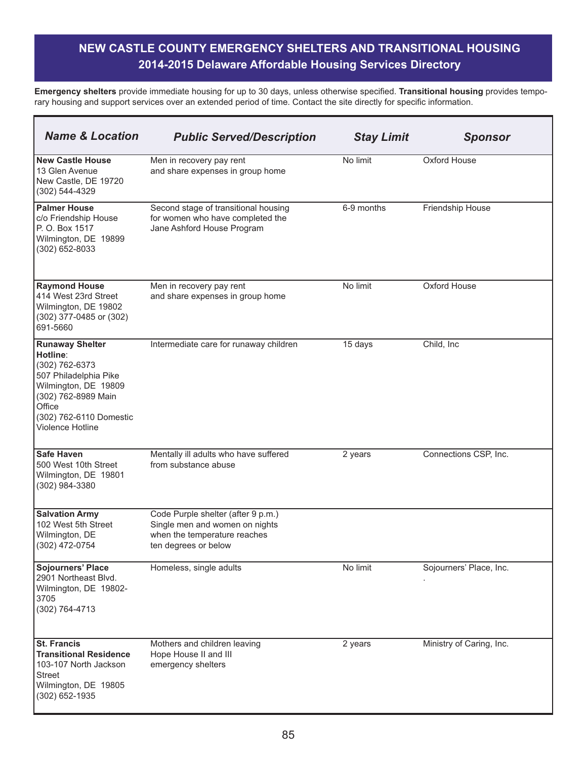## NEW CASTLE COUNTY EMERGENCY SHELTERS AND TRANSITIONAL HOUSING
### 2014-2015 Delaware Affordable Housing Services Directory

**Emergency shelters** provide immediate housing for up to 30 days, unless otherwise specified. **Transitional housing** provides temporary housing and support services over an extended period of time. Contact the site directly for specific information.

| *Name & Location* | *Public Served/Description* | *Stay Limit* | *Sponsor* |
|---|---|---|---|
| **New Castle House**<br>13 Glen Avenue<br>New Castle, DE 19720<br>(302) 544-4329 | Men in recovery pay rent and share expenses in group home | No limit | Oxford House |
| **Palmer House**<br>c/o Friendship House<br>P. O. Box 1517<br>Wilmington, DE 19899<br>(302) 652-8033 | Second stage of transitional housing for women who have completed the Jane Ashford House Program | 6-9 months | Friendship House |
| **Raymond House**<br>414 West 23rd Street<br>Wilmington, DE 19802<br>(302) 377-0485 or (302) 691-5660 | Men in recovery pay rent and share expenses in group home | No limit | Oxford House |
| **Runaway Shelter Hotline**:<br>(302) 762-6373<br>507 Philadelphia Pike<br>Wilmington, DE 19809<br>(302) 762-8989 Main Office<br>(302) 762-6110 Domestic Violence Hotline | Intermediate care for runaway children | 15 days | Child, Inc |
| **Safe Haven**<br>500 West 10th Street<br>Wilmington, DE 19801<br>(302) 984-3380 | Mentally ill adults who have suffered from substance abuse | 2 years | Connections CSP, Inc. |
| **Salvation Army**<br>102 West 5th Street<br>Wilmington, DE<br>(302) 472-0754 | Code Purple shelter (after 9 p.m.) Single men and women on nights when the temperature reaches ten degrees or below | | |
| **Sojourners' Place**<br>2901 Northeast Blvd.<br>Wilmington, DE 19802-3705<br>(302) 764-4713 | Homeless, single adults | No limit | Sojourners' Place, Inc. |
| **St. Francis Transitional Residence**<br>103-107 North Jackson Street<br>Wilmington, DE 19805<br>(302) 652-1935 | Mothers and children leaving Hope House II and III emergency shelters | 2 years | Ministry of Caring, Inc. |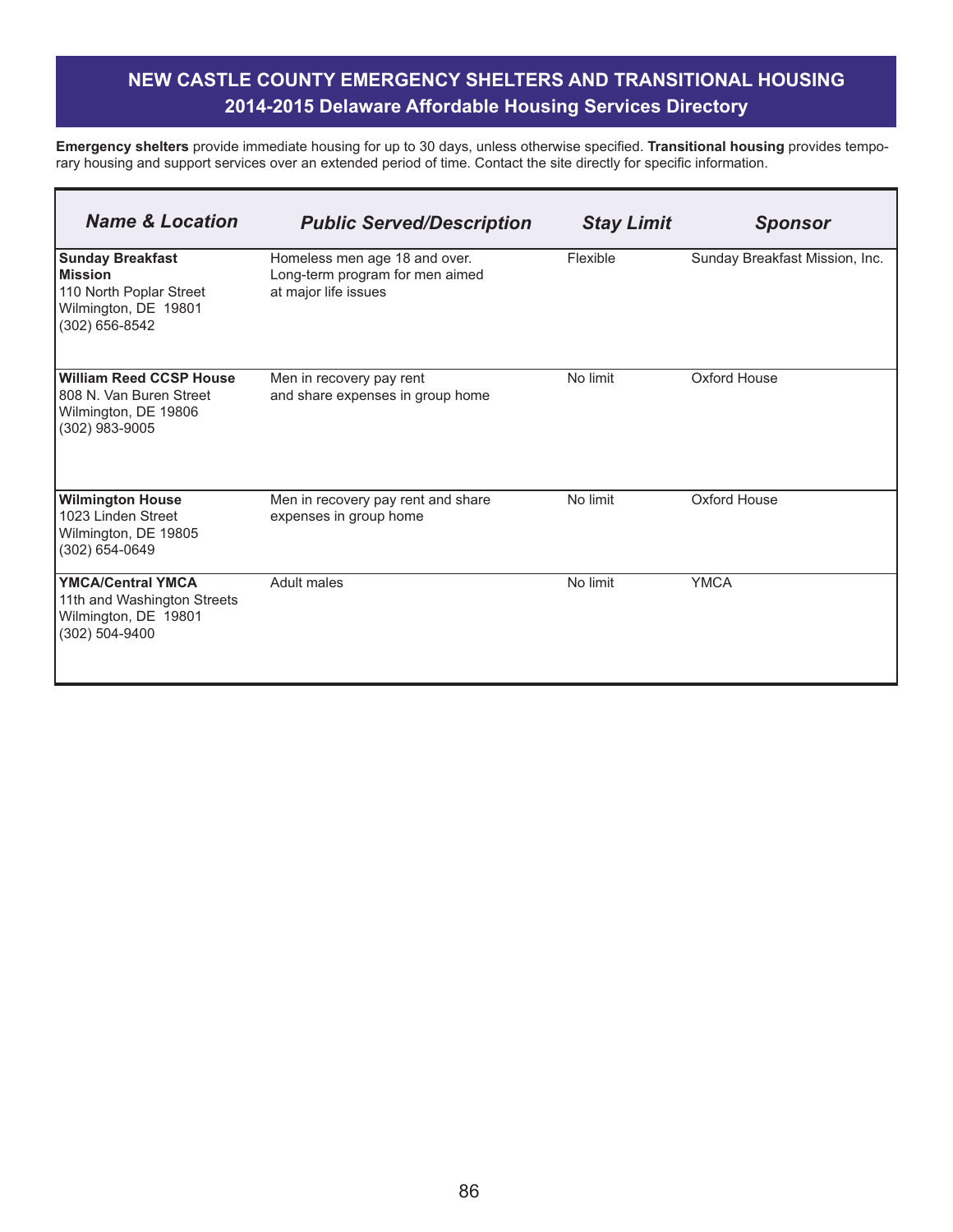# NEW CASTLE COUNTY EMERGENCY SHELTERS AND TRANSITIONAL HOUSING

## 2014-2015 Delaware Affordable Housing Services Directory

**Emergency shelters** provide immediate housing for up to 30 days, unless otherwise specified. **Transitional housing** provides temporary housing and support services over an extended period of time. Contact the site directly for specific information.

| *Name & Location* | *Public Served/Description* | *Stay Limit* | *Sponsor* |
|---|---|---|---|
| **Sunday Breakfast Mission**<br>110 North Poplar Street<br>Wilmington, DE 19801<br>(302) 656-8542 | Homeless men age 18 and over.<br>Long-term program for men aimed at major life issues | Flexible | Sunday Breakfast Mission, Inc. |
| **William Reed CCSP House**<br>808 N. Van Buren Street<br>Wilmington, DE 19806<br>(302) 983-9005 | Men in recovery pay rent and share expenses in group home | No limit | Oxford House |
| **Wilmington House**<br>1023 Linden Street<br>Wilmington, DE 19805<br>(302) 654-0649 | Men in recovery pay rent and share expenses in group home | No limit | Oxford House |
| **YMCA/Central YMCA**<br>11th and Washington Streets<br>Wilmington, DE 19801<br>(302) 504-9400 | Adult males | No limit | YMCA |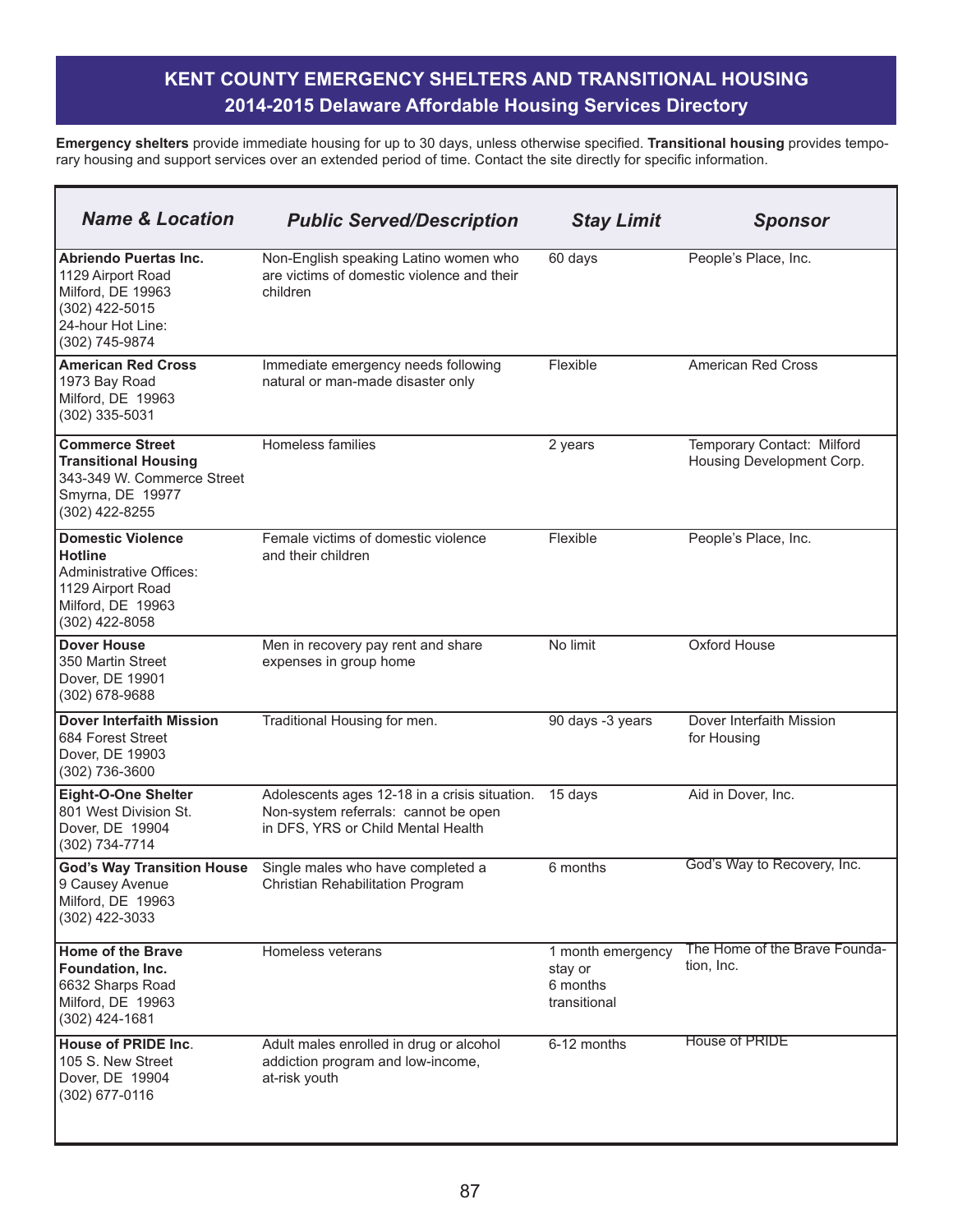## KENT COUNTY EMERGENCY SHELTERS AND TRANSITIONAL HOUSING
### 2014-2015 Delaware Affordable Housing Services Directory

**Emergency shelters** provide immediate housing for up to 30 days, unless otherwise specified. **Transitional housing** provides temporary housing and support services over an extended period of time. Contact the site directly for specific information.

| *Name & Location* | *Public Served/Description* | *Stay Limit* | *Sponsor* |
|---|---|---|---|
| **Abriendo Puertas Inc.**<br>1129 Airport Road<br>Milford, DE 19963<br>(302) 422-5015<br>24-hour Hot Line:<br>(302) 745-9874 | Non-English speaking Latino women who are victims of domestic violence and their children | 60 days | People's Place, Inc. |
| **American Red Cross**<br>1973 Bay Road<br>Milford, DE 19963<br>(302) 335-5031 | Immediate emergency needs following natural or man-made disaster only | Flexible | American Red Cross |
| **Commerce Street Transitional Housing**<br>343-349 W. Commerce Street<br>Smyrna, DE 19977<br>(302) 422-8255 | Homeless families | 2 years | Temporary Contact: Milford Housing Development Corp. |
| **Domestic Violence Hotline**<br>Administrative Offices:<br>1129 Airport Road<br>Milford, DE 19963<br>(302) 422-8058 | Female victims of domestic violence and their children | Flexible | People's Place, Inc. |
| **Dover House**<br>350 Martin Street<br>Dover, DE 19901<br>(302) 678-9688 | Men in recovery pay rent and share expenses in group home | No limit | Oxford House |
| **Dover Interfaith Mission**<br>684 Forest Street<br>Dover, DE 19903<br>(302) 736-3600 | Traditional Housing for men. | 90 days -3 years | Dover Interfaith Mission for Housing |
| **Eight-O-One Shelter**<br>801 West Division St.<br>Dover, DE 19904<br>(302) 734-7714 | Adolescents ages 12-18 in a crisis situation. Non-system referrals: cannot be open in DFS, YRS or Child Mental Health | 15 days | Aid in Dover, Inc. |
| **God's Way Transition House**<br>9 Causey Avenue<br>Milford, DE 19963<br>(302) 422-3033 | Single males who have completed a Christian Rehabilitation Program | 6 months | God's Way to Recovery, Inc. |
| **Home of the Brave Foundation, Inc.**<br>6632 Sharps Road<br>Milford, DE 19963<br>(302) 424-1681 | Homeless veterans | 1 month emergency stay or 6 months transitional | The Home of the Brave Foundation, Inc. |
| **House of PRIDE Inc**.<br>105 S. New Street<br>Dover, DE 19904<br>(302) 677-0116 | Adult males enrolled in drug or alcohol addiction program and low-income, at-risk youth | 6-12 months | House of PRIDE |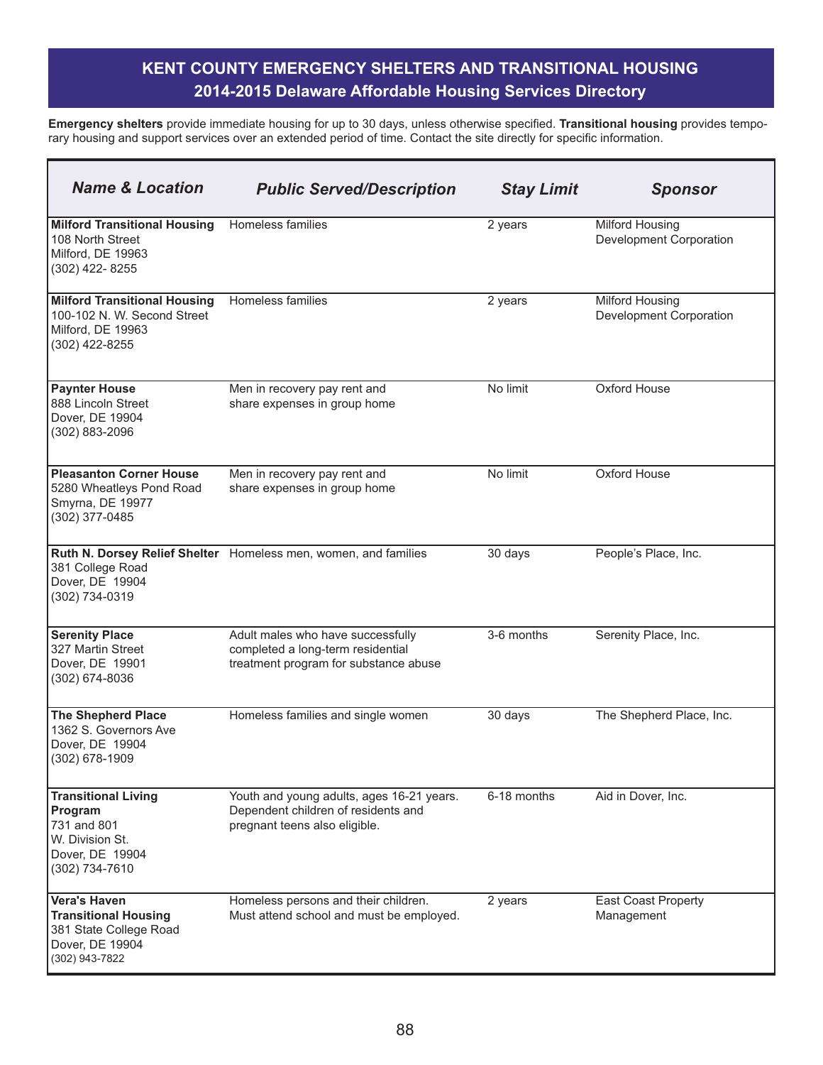# KENT COUNTY EMERGENCY SHELTERS AND TRANSITIONAL HOUSING

## 2014-2015 Delaware Affordable Housing Services Directory

**Emergency shelters** provide immediate housing for up to 30 days, unless otherwise specified. **Transitional housing** provides temporary housing and support services over an extended period of time. Contact the site directly for specific information.

| *Name & Location* | *Public Served/Description* | *Stay Limit* | *Sponsor* |
|---|---|---|---|
| **Milford Transitional Housing** 108 North Street Milford, DE 19963 (302) 422- 8255 | Homeless families | 2 years | Milford Housing Development Corporation |
| **Milford Transitional Housing** 100-102 N. W. Second Street Milford, DE 19963 (302) 422-8255 | Homeless families | 2 years | Milford Housing Development Corporation |
| **Paynter House** 888 Lincoln Street Dover, DE 19904 (302) 883-2096 | Men in recovery pay rent and share expenses in group home | No limit | Oxford House |
| **Pleasanton Corner House** 5280 Wheatleys Pond Road Smyrna, DE 19977 (302) 377-0485 | Men in recovery pay rent and share expenses in group home | No limit | Oxford House |
| **Ruth N. Dorsey Relief Shelter** 381 College Road Dover, DE 19904 (302) 734-0319 | Homeless men, women, and families | 30 days | People's Place, Inc. |
| **Serenity Place** 327 Martin Street Dover, DE 19901 (302) 674-8036 | Adult males who have successfully completed a long-term residential treatment program for substance abuse | 3-6 months | Serenity Place, Inc. |
| **The Shepherd Place** 1362 S. Governors Ave Dover, DE 19904 (302) 678-1909 | Homeless families and single women | 30 days | The Shepherd Place, Inc. |
| **Transitional Living Program** 731 and 801 W. Division St. Dover, DE 19904 (302) 734-7610 | Youth and young adults, ages 16-21 years. Dependent children of residents and pregnant teens also eligible. | 6-18 months | Aid in Dover, Inc. |
| **Vera's Haven Transitional Housing** 381 State College Road Dover, DE 19904 (302) 943-7822 | Homeless persons and their children. Must attend school and must be employed. | 2 years | East Coast Property Management |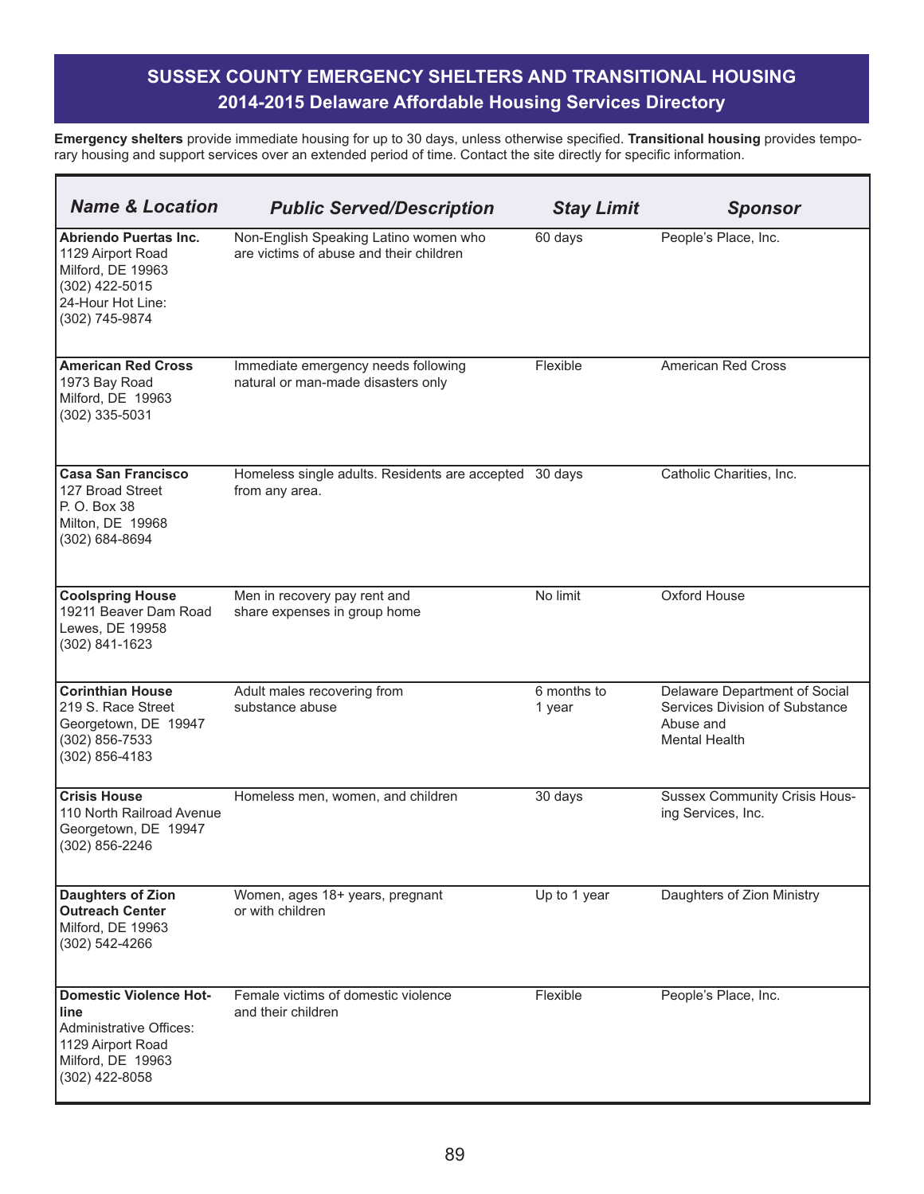## SUSSEX COUNTY EMERGENCY SHELTERS AND TRANSITIONAL HOUSING
### 2014-2015 Delaware Affordable Housing Services Directory

**Emergency shelters** provide immediate housing for up to 30 days, unless otherwise specified. **Transitional housing** provides temporary housing and support services over an extended period of time. Contact the site directly for specific information.

| Name & Location | Public Served/Description | Stay Limit | Sponsor |
|---|---|---|---|
| **Abriendo Puertas Inc.** 1129 Airport Road Milford, DE 19963 (302) 422-5015 24-Hour Hot Line: (302) 745-9874 | Non-English Speaking Latino women who are victims of abuse and their children | 60 days | People's Place, Inc. |
| **American Red Cross** 1973 Bay Road Milford, DE 19963 (302) 335-5031 | Immediate emergency needs following natural or man-made disasters only | Flexible | American Red Cross |
| **Casa San Francisco** 127 Broad Street P. O. Box 38 Milton, DE 19968 (302) 684-8694 | Homeless single adults. Residents are accepted from any area. | 30 days | Catholic Charities, Inc. |
| **Coolspring House** 19211 Beaver Dam Road Lewes, DE 19958 (302) 841-1623 | Men in recovery pay rent and share expenses in group home | No limit | Oxford House |
| **Corinthian House** 219 S. Race Street Georgetown, DE 19947 (302) 856-7533 (302) 856-4183 | Adult males recovering from substance abuse | 6 months to 1 year | Delaware Department of Social Services Division of Substance Abuse and Mental Health |
| **Crisis House** 110 North Railroad Avenue Georgetown, DE 19947 (302) 856-2246 | Homeless men, women, and children | 30 days | Sussex Community Crisis Housing Services, Inc. |
| **Daughters of Zion Outreach Center** Milford, DE 19963 (302) 542-4266 | Women, ages 18+ years, pregnant or with children | Up to 1 year | Daughters of Zion Ministry |
| **Domestic Violence Hotline** Administrative Offices: 1129 Airport Road Milford, DE 19963 (302) 422-8058 | Female victims of domestic violence and their children | Flexible | People's Place, Inc. |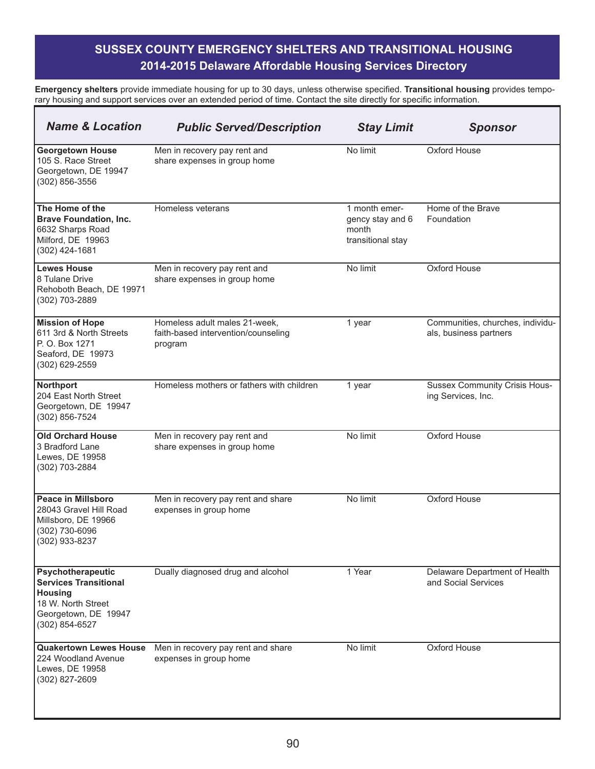## SUSSEX COUNTY EMERGENCY SHELTERS AND TRANSITIONAL HOUSING
### 2014-2015 Delaware Affordable Housing Services Directory

**Emergency shelters** provide immediate housing for up to 30 days, unless otherwise specified. **Transitional housing** provides temporary housing and support services over an extended period of time. Contact the site directly for specific information.

| *Name & Location* | *Public Served/Description* | *Stay Limit* | *Sponsor* |
|---|---|---|---|
| **Georgetown House**<br>105 S. Race Street<br>Georgetown, DE 19947<br>(302) 856-3556 | Men in recovery pay rent and share expenses in group home | No limit | Oxford House |
| **The Home of the Brave Foundation, Inc.**<br>6632 Sharps Road<br>Milford, DE 19963<br>(302) 424-1681 | Homeless veterans | 1 month emergency stay and 6 month transitional stay | Home of the Brave Foundation |
| **Lewes House**<br>8 Tulane Drive<br>Rehoboth Beach, DE 19971<br>(302) 703-2889 | Men in recovery pay rent and share expenses in group home | No limit | Oxford House |
| **Mission of Hope**<br>611 3rd & North Streets<br>P. O. Box 1271<br>Seaford, DE 19973<br>(302) 629-2559 | Homeless adult males 21-week, faith-based intervention/counseling program | 1 year | Communities, churches, individuals, business partners |
| **Northport**<br>204 East North Street<br>Georgetown, DE 19947<br>(302) 856-7524 | Homeless mothers or fathers with children | 1 year | Sussex Community Crisis Housing Services, Inc. |
| **Old Orchard House**<br>3 Bradford Lane<br>Lewes, DE 19958<br>(302) 703-2884 | Men in recovery pay rent and share expenses in group home | No limit | Oxford House |
| **Peace in Millsboro**<br>28043 Gravel Hill Road<br>Millsboro, DE 19966<br>(302) 730-6096<br>(302) 933-8237 | Men in recovery pay rent and share expenses in group home | No limit | Oxford House |
| **Psychotherapeutic Services Transitional Housing**<br>18 W. North Street<br>Georgetown, DE 19947<br>(302) 854-6527 | Dually diagnosed drug and alcohol | 1 Year | Delaware Department of Health and Social Services |
| **Quakertown Lewes House**<br>224 Woodland Avenue<br>Lewes, DE 19958<br>(302) 827-2609 | Men in recovery pay rent and share expenses in group home | No limit | Oxford House |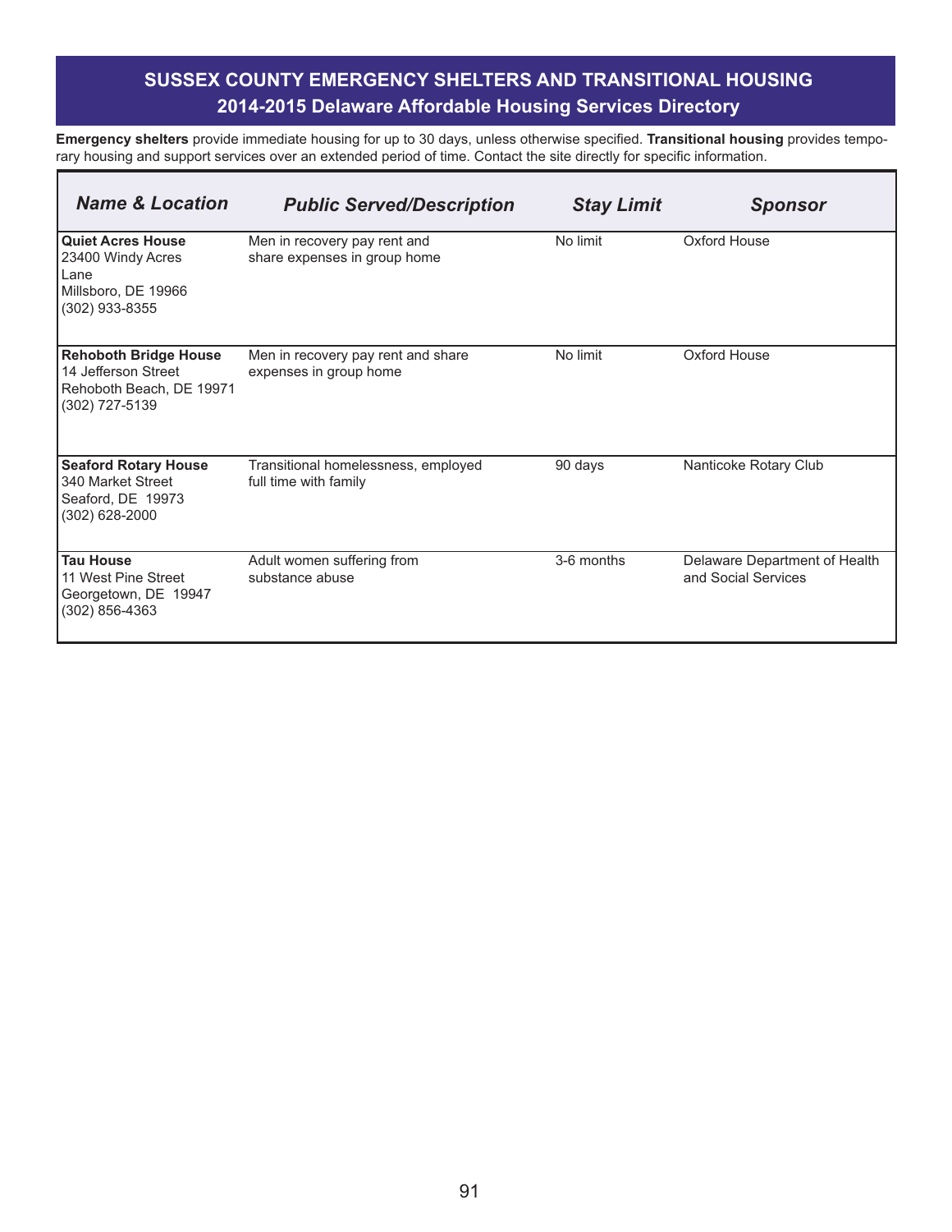## SUSSEX COUNTY EMERGENCY SHELTERS AND TRANSITIONAL HOUSING
### 2014-2015 Delaware Affordable Housing Services Directory

**Emergency shelters** provide immediate housing for up to 30 days, unless otherwise specified. **Transitional housing** provides temporary housing and support services over an extended period of time. Contact the site directly for specific information.

| *Name & Location* | *Public Served/Description* | *Stay Limit* | *Sponsor* |
|---|---|---|---|
| **Quiet Acres House**<br>23400 Windy Acres Lane<br>Millsboro, DE 19966<br>(302) 933-8355 | Men in recovery pay rent and share expenses in group home | No limit | Oxford House |
| **Rehoboth Bridge House**<br>14 Jefferson Street<br>Rehoboth Beach, DE 19971<br>(302) 727-5139 | Men in recovery pay rent and share expenses in group home | No limit | Oxford House |
| **Seaford Rotary House**<br>340 Market Street<br>Seaford, DE 19973<br>(302) 628-2000 | Transitional homelessness, employed full time with family | 90 days | Nanticoke Rotary Club |
| **Tau House**<br>11 West Pine Street<br>Georgetown, DE 19947<br>(302) 856-4363 | Adult women suffering from substance abuse | 3-6 months | Delaware Department of Health and Social Services |